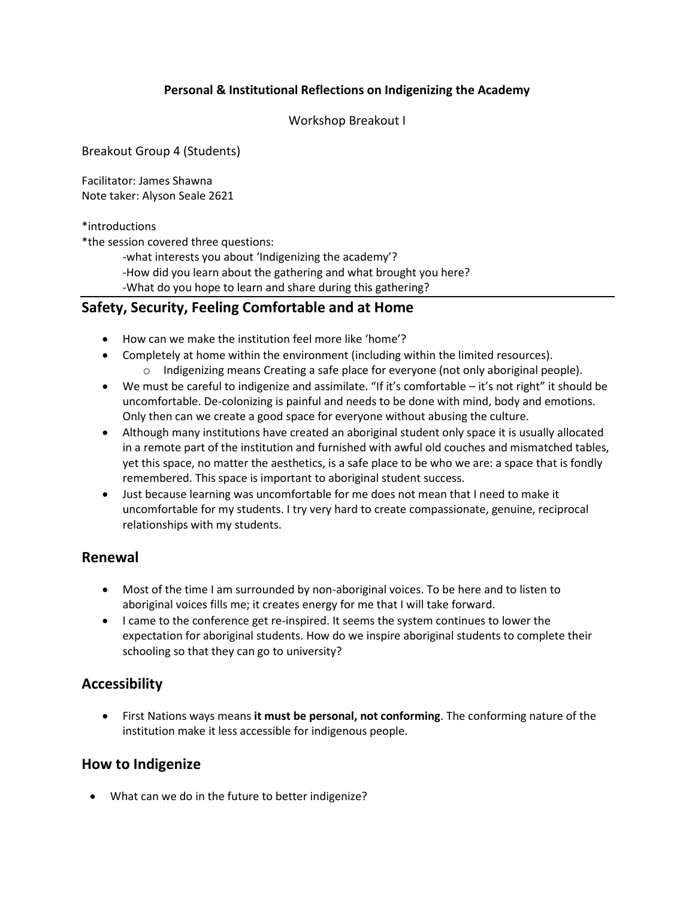**Personal & Institutional Reflections on Indigenizing the Academy**

Workshop Breakout I

Breakout Group 4 (Students)

Facilitator: James Shawna
Note taker: Alyson Seale 2621

*introductions
*the session covered three questions:
- what interests you about 'Indigenizing the academy'?
- How did you learn about the gathering and what brought you here?
- What do you hope to learn and share during this gathering?

## Safety, Security, Feeling Comfortable and at Home

- How can we make the institution feel more like 'home'?
- Completely at home within the environment (including within the limited resources).
    - Indigenizing means Creating a safe place for everyone (not only aboriginal people).
- We must be careful to indigenize and assimilate. "If it's comfortable – it's not right" it should be uncomfortable. De-colonizing is painful and needs to be done with mind, body and emotions. Only then can we create a good space for everyone without abusing the culture.
- Although many institutions have created an aboriginal student only space it is usually allocated in a remote part of the institution and furnished with awful old couches and mismatched tables, yet this space, no matter the aesthetics, is a safe place to be who we are: a space that is fondly remembered. This space is important to aboriginal student success.
- Just because learning was uncomfortable for me does not mean that I need to make it uncomfortable for my students. I try very hard to create compassionate, genuine, reciprocal relationships with my students.

## Renewal

- Most of the time I am surrounded by non-aboriginal voices. To be here and to listen to aboriginal voices fills me; it creates energy for me that I will take forward.
- I came to the conference get re-inspired. It seems the system continues to lower the expectation for aboriginal students. How do we inspire aboriginal students to complete their schooling so that they can go to university?

## Accessibility

- First Nations ways means **it must be personal, not conforming**. The conforming nature of the institution make it less accessible for indigenous people.

## How to Indigenize

- What can we do in the future to better indigenize?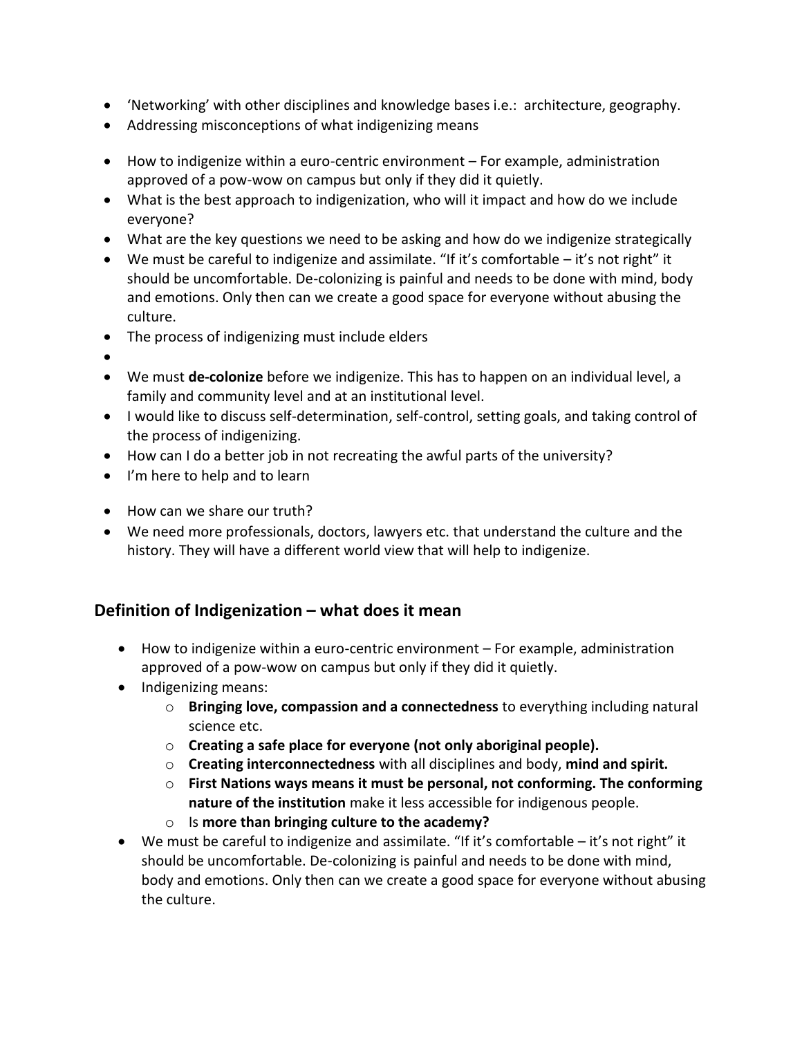- 'Networking' with other disciplines and knowledge bases i.e.: architecture, geography.
- Addressing misconceptions of what indigenizing means

- How to indigenize within a euro-centric environment – For example, administration approved of a pow-wow on campus but only if they did it quietly.
- What is the best approach to indigenization, who will it impact and how do we include everyone?
- What are the key questions we need to be asking and how do we indigenize strategically
- We must be careful to indigenize and assimilate. "If it's comfortable – it's not right" it should be uncomfortable. De-colonizing is painful and needs to be done with mind, body and emotions. Only then can we create a good space for everyone without abusing the culture.
- The process of indigenizing must include elders
- 
- We must **de-colonize** before we indigenize. This has to happen on an individual level, a family and community level and at an institutional level.
- I would like to discuss self-determination, self-control, setting goals, and taking control of the process of indigenizing.
- How can I do a better job in not recreating the awful parts of the university?
- I'm here to help and to learn

- How can we share our truth?
- We need more professionals, doctors, lawyers etc. that understand the culture and the history. They will have a different world view that will help to indigenize.

## Definition of Indigenization – what does it mean

- How to indigenize within a euro-centric environment – For example, administration approved of a pow-wow on campus but only if they did it quietly.
- Indigenizing means:
    - **Bringing love, compassion and a connectedness** to everything including natural science etc.
    - **Creating a safe place for everyone (not only aboriginal people).**
    - **Creating interconnectedness** with all disciplines and body, **mind and spirit.**
    - **First Nations ways means it must be personal, not conforming. The conforming nature of the institution** make it less accessible for indigenous people.
    - Is **more than bringing culture to the academy?**
- We must be careful to indigenize and assimilate. "If it's comfortable – it's not right" it should be uncomfortable. De-colonizing is painful and needs to be done with mind, body and emotions. Only then can we create a good space for everyone without abusing the culture.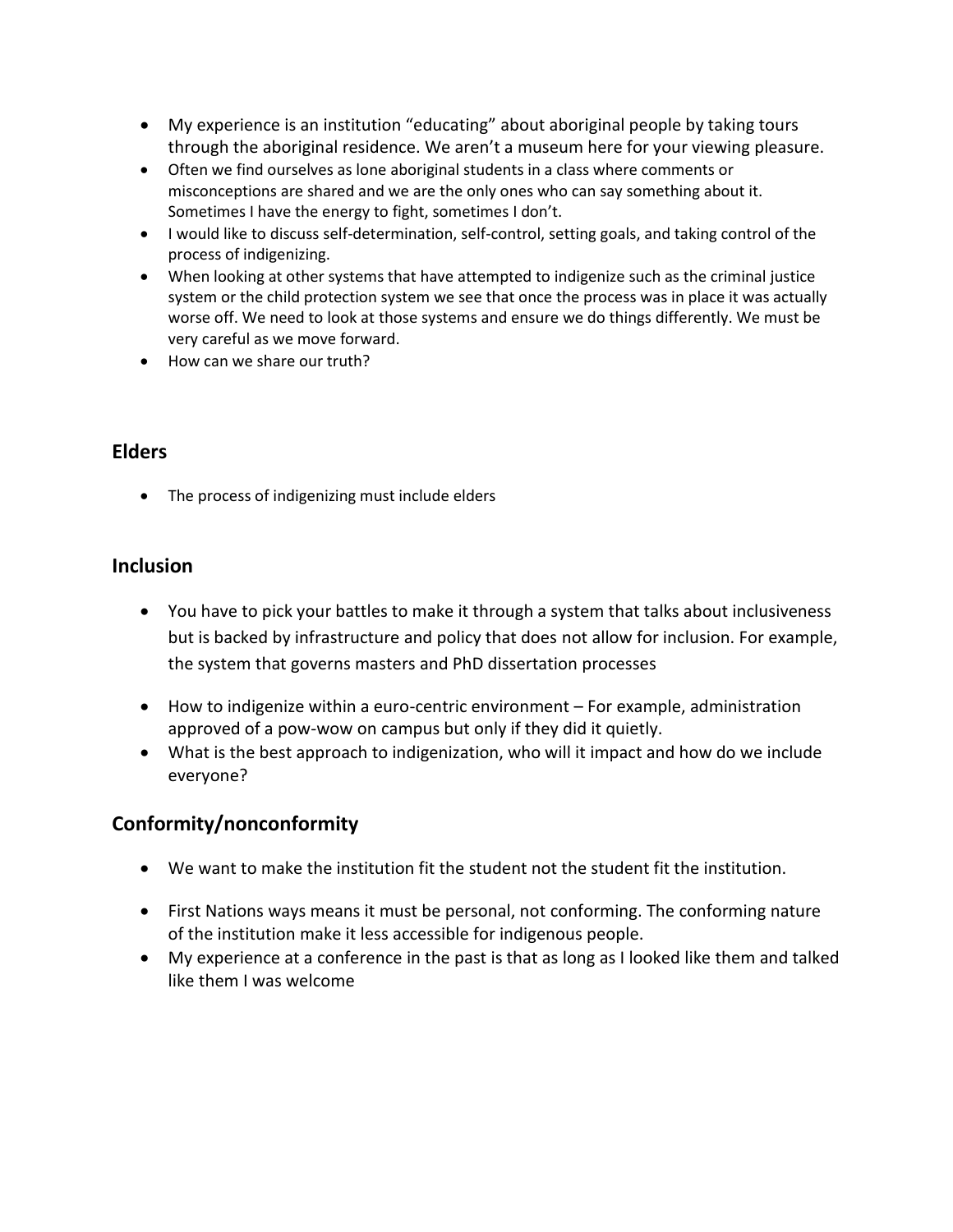- My experience is an institution "educating" about aboriginal people by taking tours through the aboriginal residence. We aren't a museum here for your viewing pleasure.
- Often we find ourselves as lone aboriginal students in a class where comments or misconceptions are shared and we are the only ones who can say something about it. Sometimes I have the energy to fight, sometimes I don't.
- I would like to discuss self-determination, self-control, setting goals, and taking control of the process of indigenizing.
- When looking at other systems that have attempted to indigenize such as the criminal justice system or the child protection system we see that once the process was in place it was actually worse off. We need to look at those systems and ensure we do things differently. We must be very careful as we move forward.
- How can we share our truth?

## Elders

- The process of indigenizing must include elders

## Inclusion

- You have to pick your battles to make it through a system that talks about inclusiveness but is backed by infrastructure and policy that does not allow for inclusion. For example, the system that governs masters and PhD dissertation processes
- How to indigenize within a euro-centric environment – For example, administration approved of a pow-wow on campus but only if they did it quietly.
- What is the best approach to indigenization, who will it impact and how do we include everyone?

## Conformity/nonconformity

- We want to make the institution fit the student not the student fit the institution.
- First Nations ways means it must be personal, not conforming. The conforming nature of the institution make it less accessible for indigenous people.
- My experience at a conference in the past is that as long as I looked like them and talked like them I was welcome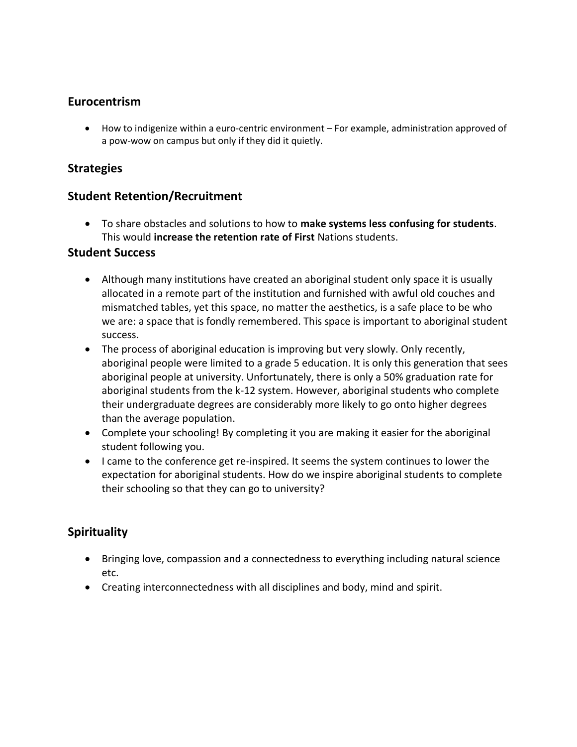## Eurocentrism

- How to indigenize within a euro-centric environment – For example, administration approved of a pow-wow on campus but only if they did it quietly.

## Strategies

## Student Retention/Recruitment

- To share obstacles and solutions to how to **make systems less confusing for students**. This would **increase the retention rate of First** Nations students.

## Student Success

- Although many institutions have created an aboriginal student only space it is usually allocated in a remote part of the institution and furnished with awful old couches and mismatched tables, yet this space, no matter the aesthetics, is a safe place to be who we are: a space that is fondly remembered. This space is important to aboriginal student success.
- The process of aboriginal education is improving but very slowly. Only recently, aboriginal people were limited to a grade 5 education. It is only this generation that sees aboriginal people at university. Unfortunately, there is only a 50% graduation rate for aboriginal students from the k-12 system. However, aboriginal students who complete their undergraduate degrees are considerably more likely to go onto higher degrees than the average population.
- Complete your schooling! By completing it you are making it easier for the aboriginal student following you.
- I came to the conference get re-inspired. It seems the system continues to lower the expectation for aboriginal students. How do we inspire aboriginal students to complete their schooling so that they can go to university?

## Spirituality

- Bringing love, compassion and a connectedness to everything including natural science etc.
- Creating interconnectedness with all disciplines and body, mind and spirit.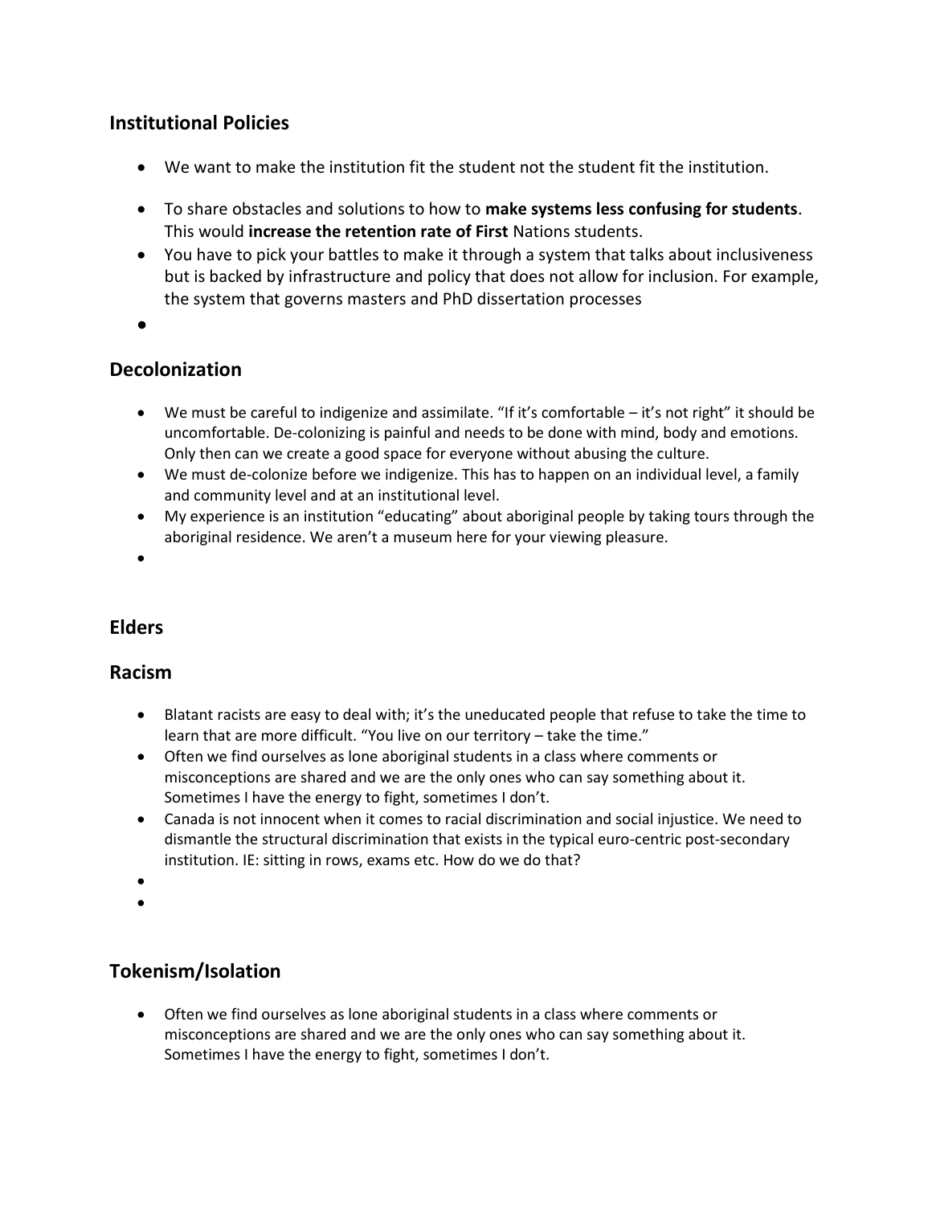## Institutional Policies

- We want to make the institution fit the student not the student fit the institution.
- To share obstacles and solutions to how to **make systems less confusing for students**. This would **increase the retention rate of First** Nations students.
- You have to pick your battles to make it through a system that talks about inclusiveness but is backed by infrastructure and policy that does not allow for inclusion. For example, the system that governs masters and PhD dissertation processes
-

## Decolonization

- We must be careful to indigenize and assimilate. "If it's comfortable – it's not right" it should be uncomfortable. De-colonizing is painful and needs to be done with mind, body and emotions. Only then can we create a good space for everyone without abusing the culture.
- We must de-colonize before we indigenize. This has to happen on an individual level, a family and community level and at an institutional level.
- My experience is an institution "educating" about aboriginal people by taking tours through the aboriginal residence. We aren't a museum here for your viewing pleasure.
-

## Elders

## Racism

- Blatant racists are easy to deal with; it's the uneducated people that refuse to take the time to learn that are more difficult. "You live on our territory – take the time."
- Often we find ourselves as lone aboriginal students in a class where comments or misconceptions are shared and we are the only ones who can say something about it. Sometimes I have the energy to fight, sometimes I don't.
- Canada is not innocent when it comes to racial discrimination and social injustice. We need to dismantle the structural discrimination that exists in the typical euro-centric post-secondary institution. IE: sitting in rows, exams etc. How do we do that?
-
-

## Tokenism/Isolation

- Often we find ourselves as lone aboriginal students in a class where comments or misconceptions are shared and we are the only ones who can say something about it. Sometimes I have the energy to fight, sometimes I don't.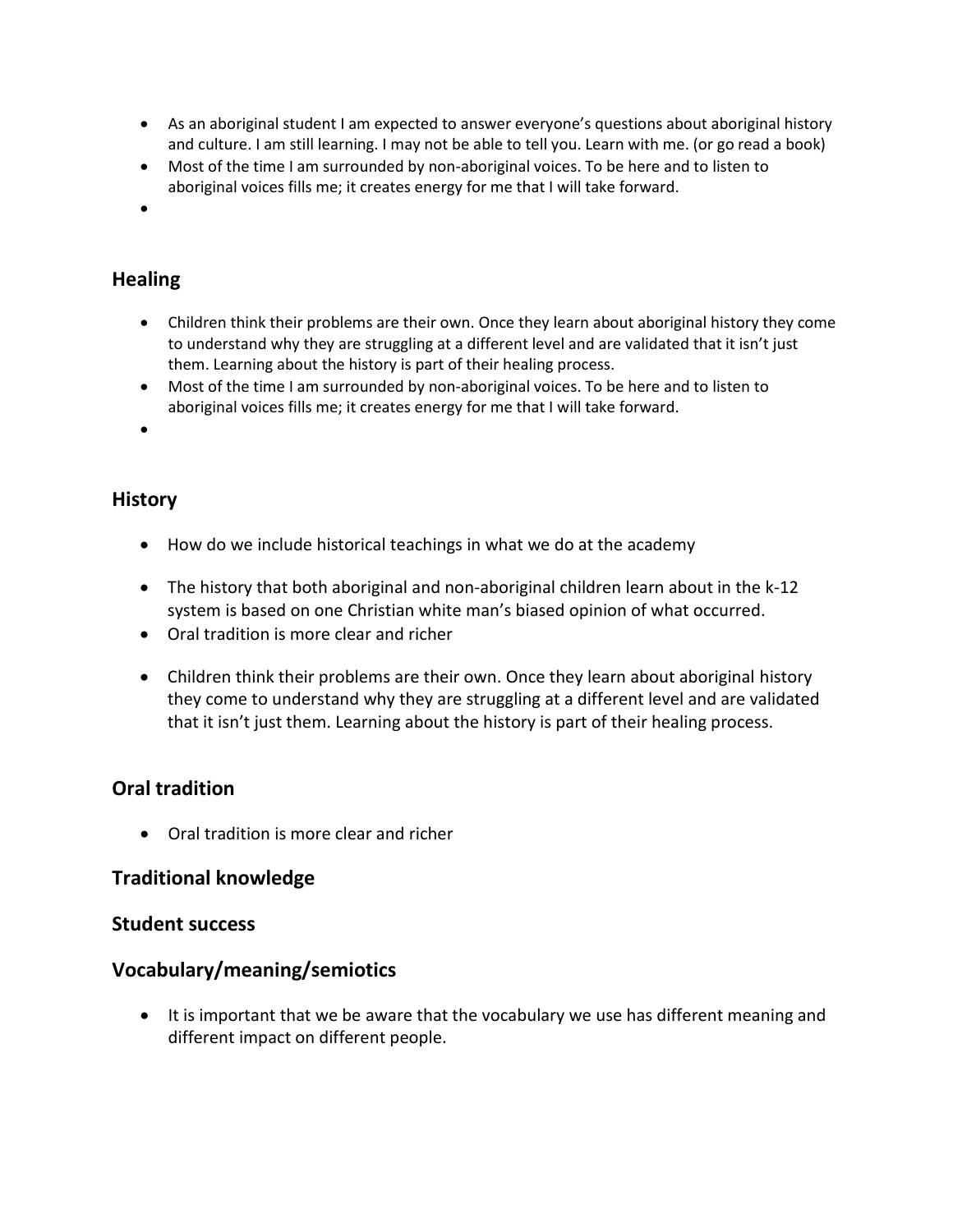- As an aboriginal student I am expected to answer everyone's questions about aboriginal history and culture. I am still learning. I may not be able to tell you. Learn with me. (or go read a book)
- Most of the time I am surrounded by non-aboriginal voices. To be here and to listen to aboriginal voices fills me; it creates energy for me that I will take forward.
- 

## Healing

- Children think their problems are their own. Once they learn about aboriginal history they come to understand why they are struggling at a different level and are validated that it isn't just them. Learning about the history is part of their healing process.
- Most of the time I am surrounded by non-aboriginal voices. To be here and to listen to aboriginal voices fills me; it creates energy for me that I will take forward.
- 

## History

- How do we include historical teachings in what we do at the academy
- The history that both aboriginal and non-aboriginal children learn about in the k-12 system is based on one Christian white man's biased opinion of what occurred.
- Oral tradition is more clear and richer
- Children think their problems are their own. Once they learn about aboriginal history they come to understand why they are struggling at a different level and are validated that it isn't just them. Learning about the history is part of their healing process.

## Oral tradition

- Oral tradition is more clear and richer

## Traditional knowledge

## Student success

## Vocabulary/meaning/semiotics

- It is important that we be aware that the vocabulary we use has different meaning and different impact on different people.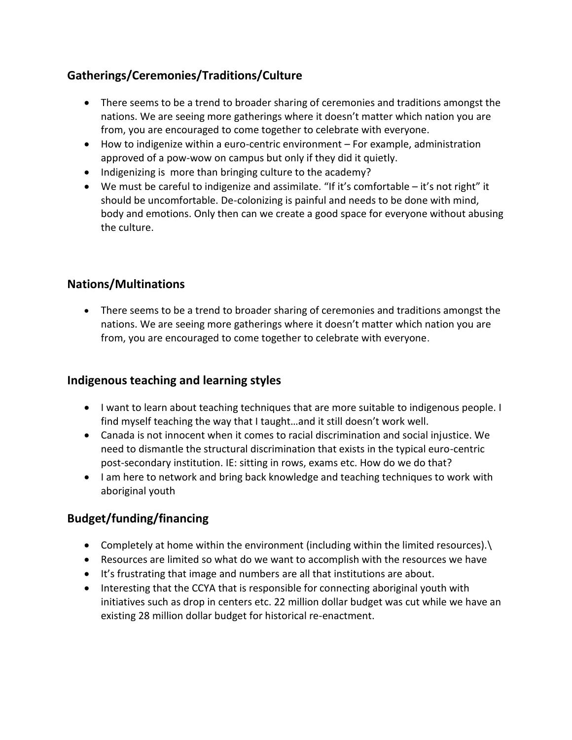## Gatherings/Ceremonies/Traditions/Culture

- There seems to be a trend to broader sharing of ceremonies and traditions amongst the nations. We are seeing more gatherings where it doesn't matter which nation you are from, you are encouraged to come together to celebrate with everyone.
- How to indigenize within a euro-centric environment – For example, administration approved of a pow-wow on campus but only if they did it quietly.
- Indigenizing is  more than bringing culture to the academy?
- We must be careful to indigenize and assimilate. "If it's comfortable – it's not right" it should be uncomfortable. De-colonizing is painful and needs to be done with mind, body and emotions. Only then can we create a good space for everyone without abusing the culture.

## Nations/Multinations

- There seems to be a trend to broader sharing of ceremonies and traditions amongst the nations. We are seeing more gatherings where it doesn't matter which nation you are from, you are encouraged to come together to celebrate with everyone.

## Indigenous teaching and learning styles

- I want to learn about teaching techniques that are more suitable to indigenous people. I find myself teaching the way that I taught…and it still doesn't work well.
- Canada is not innocent when it comes to racial discrimination and social injustice. We need to dismantle the structural discrimination that exists in the typical euro-centric post-secondary institution. IE: sitting in rows, exams etc. How do we do that?
- I am here to network and bring back knowledge and teaching techniques to work with aboriginal youth

## Budget/funding/financing

- Completely at home within the environment (including within the limited resources).\
- Resources are limited so what do we want to accomplish with the resources we have
- It's frustrating that image and numbers are all that institutions are about.
- Interesting that the CCYA that is responsible for connecting aboriginal youth with initiatives such as drop in centers etc. 22 million dollar budget was cut while we have an existing 28 million dollar budget for historical re-enactment.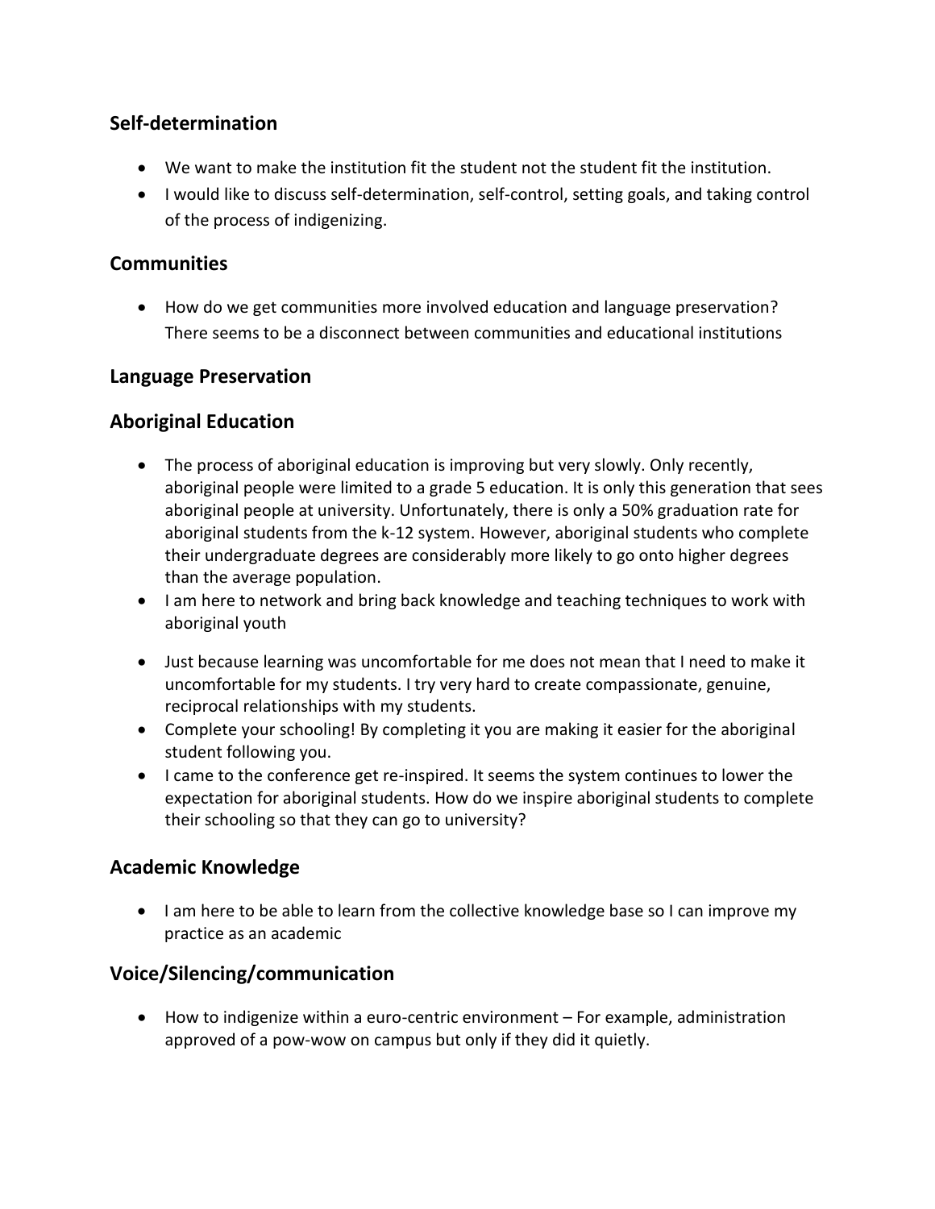## Self-determination

- We want to make the institution fit the student not the student fit the institution.
- I would like to discuss self-determination, self-control, setting goals, and taking control of the process of indigenizing.

## Communities

- How do we get communities more involved education and language preservation? There seems to be a disconnect between communities and educational institutions

## Language Preservation

## Aboriginal Education

- The process of aboriginal education is improving but very slowly. Only recently, aboriginal people were limited to a grade 5 education. It is only this generation that sees aboriginal people at university. Unfortunately, there is only a 50% graduation rate for aboriginal students from the k-12 system. However, aboriginal students who complete their undergraduate degrees are considerably more likely to go onto higher degrees than the average population.
- I am here to network and bring back knowledge and teaching techniques to work with aboriginal youth

- Just because learning was uncomfortable for me does not mean that I need to make it uncomfortable for my students. I try very hard to create compassionate, genuine, reciprocal relationships with my students.
- Complete your schooling! By completing it you are making it easier for the aboriginal student following you.
- I came to the conference get re-inspired. It seems the system continues to lower the expectation for aboriginal students. How do we inspire aboriginal students to complete their schooling so that they can go to university?

## Academic Knowledge

- I am here to be able to learn from the collective knowledge base so I can improve my practice as an academic

## Voice/Silencing/communication

- How to indigenize within a euro-centric environment – For example, administration approved of a pow-wow on campus but only if they did it quietly.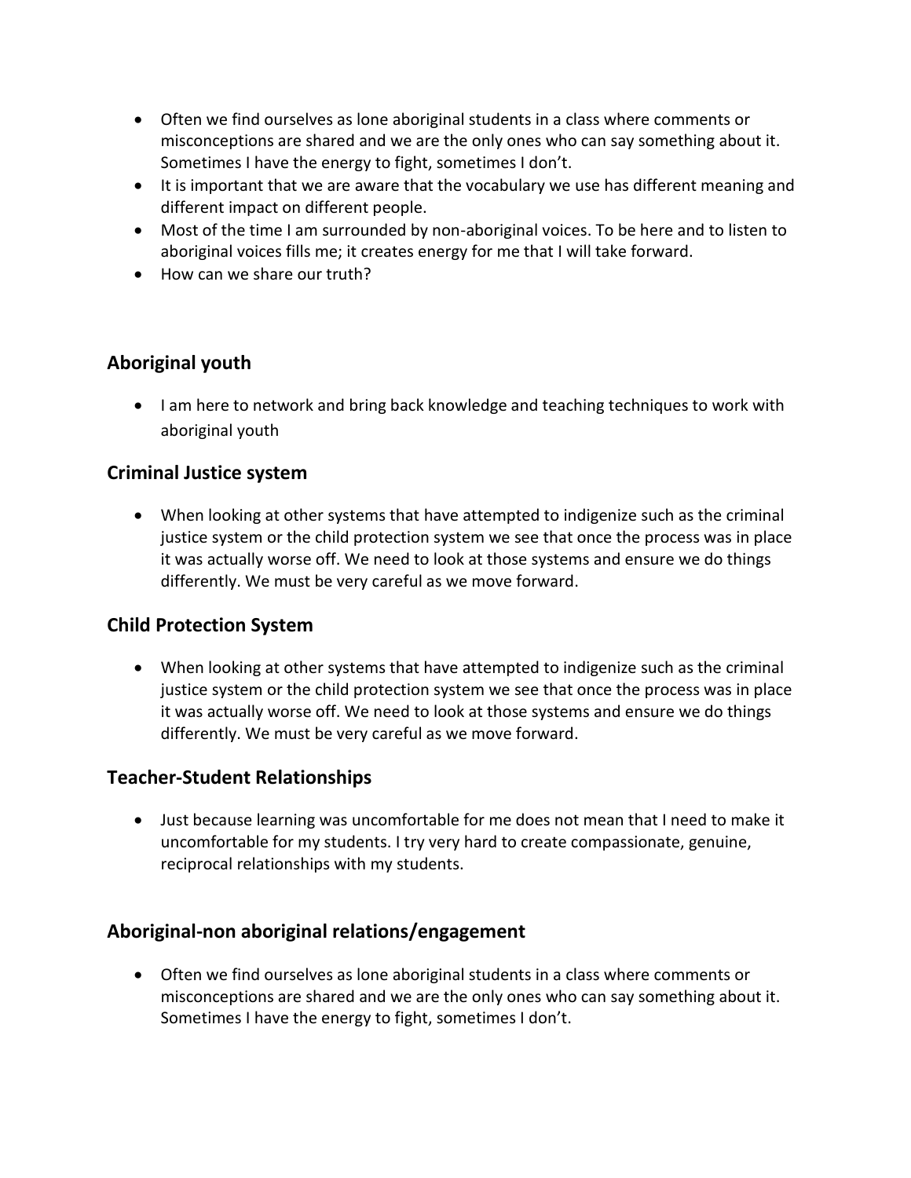- Often we find ourselves as lone aboriginal students in a class where comments or misconceptions are shared and we are the only ones who can say something about it. Sometimes I have the energy to fight, sometimes I don't.
- It is important that we are aware that the vocabulary we use has different meaning and different impact on different people.
- Most of the time I am surrounded by non-aboriginal voices. To be here and to listen to aboriginal voices fills me; it creates energy for me that I will take forward.
- How can we share our truth?

## Aboriginal youth

- I am here to network and bring back knowledge and teaching techniques to work with aboriginal youth

## Criminal Justice system

- When looking at other systems that have attempted to indigenize such as the criminal justice system or the child protection system we see that once the process was in place it was actually worse off. We need to look at those systems and ensure we do things differently. We must be very careful as we move forward.

## Child Protection System

- When looking at other systems that have attempted to indigenize such as the criminal justice system or the child protection system we see that once the process was in place it was actually worse off. We need to look at those systems and ensure we do things differently. We must be very careful as we move forward.

## Teacher-Student Relationships

- Just because learning was uncomfortable for me does not mean that I need to make it uncomfortable for my students. I try very hard to create compassionate, genuine, reciprocal relationships with my students.

## Aboriginal-non aboriginal relations/engagement

- Often we find ourselves as lone aboriginal students in a class where comments or misconceptions are shared and we are the only ones who can say something about it. Sometimes I have the energy to fight, sometimes I don't.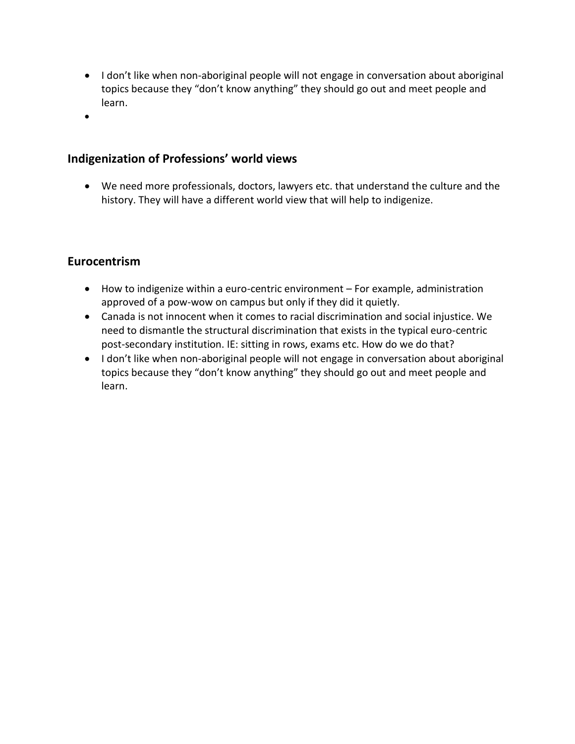- I don’t like when non-aboriginal people will not engage in conversation about aboriginal topics because they “don’t know anything” they should go out and meet people and learn.
- 

## Indigenization of Professions’ world views

- We need more professionals, doctors, lawyers etc. that understand the culture and the history. They will have a different world view that will help to indigenize.

## Eurocentrism

- How to indigenize within a euro-centric environment – For example, administration approved of a pow-wow on campus but only if they did it quietly.
- Canada is not innocent when it comes to racial discrimination and social injustice. We need to dismantle the structural discrimination that exists in the typical euro-centric post-secondary institution. IE: sitting in rows, exams etc. How do we do that?
- I don’t like when non-aboriginal people will not engage in conversation about aboriginal topics because they “don’t know anything” they should go out and meet people and learn.